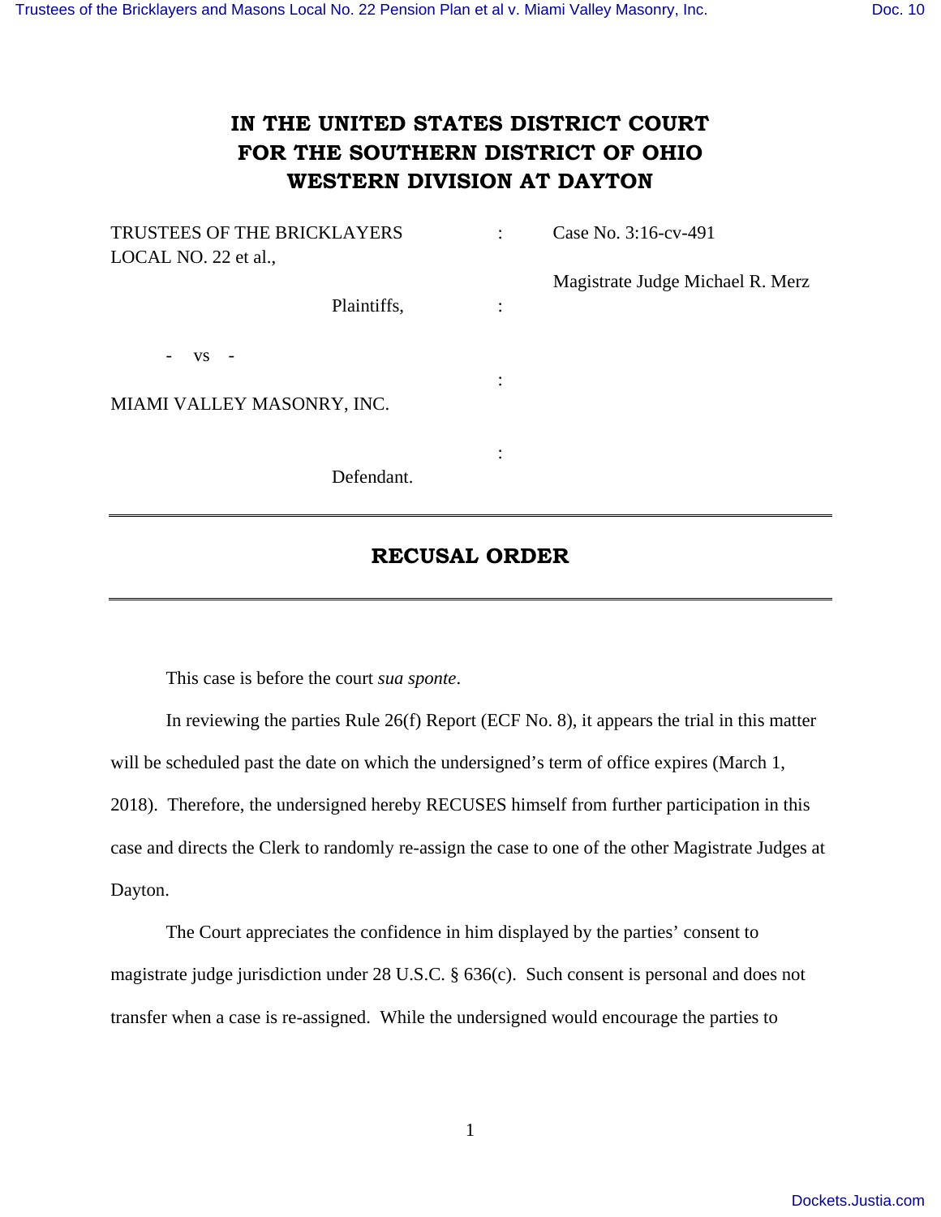# IN THE UNITED STATES DISTRICT COURT FOR THE SOUTHERN DISTRICT OF OHIO WESTERN DIVISION AT DAYTON

TRUSTEES OF THE BRICKLAYERS LOCAL NO. 22 et al.,

Plaintiffs,

: Case No. 3:16-cv-491

Magistrate Judge Michael R. Merz

- vs -

MIAMI VALLEY MASONRY, INC.

Defendant.

---

## RECUSAL ORDER

---

This case is before the court *sua sponte*.

In reviewing the parties Rule 26(f) Report (ECF No. 8), it appears the trial in this matter will be scheduled past the date on which the undersigned's term of office expires (March 1, 2018). Therefore, the undersigned hereby RECUSES himself from further participation in this case and directs the Clerk to randomly re-assign the case to one of the other Magistrate Judges at Dayton.

The Court appreciates the confidence in him displayed by the parties' consent to magistrate judge jurisdiction under 28 U.S.C. § 636(c). Such consent is personal and does not transfer when a case is re-assigned. While the undersigned would encourage the parties to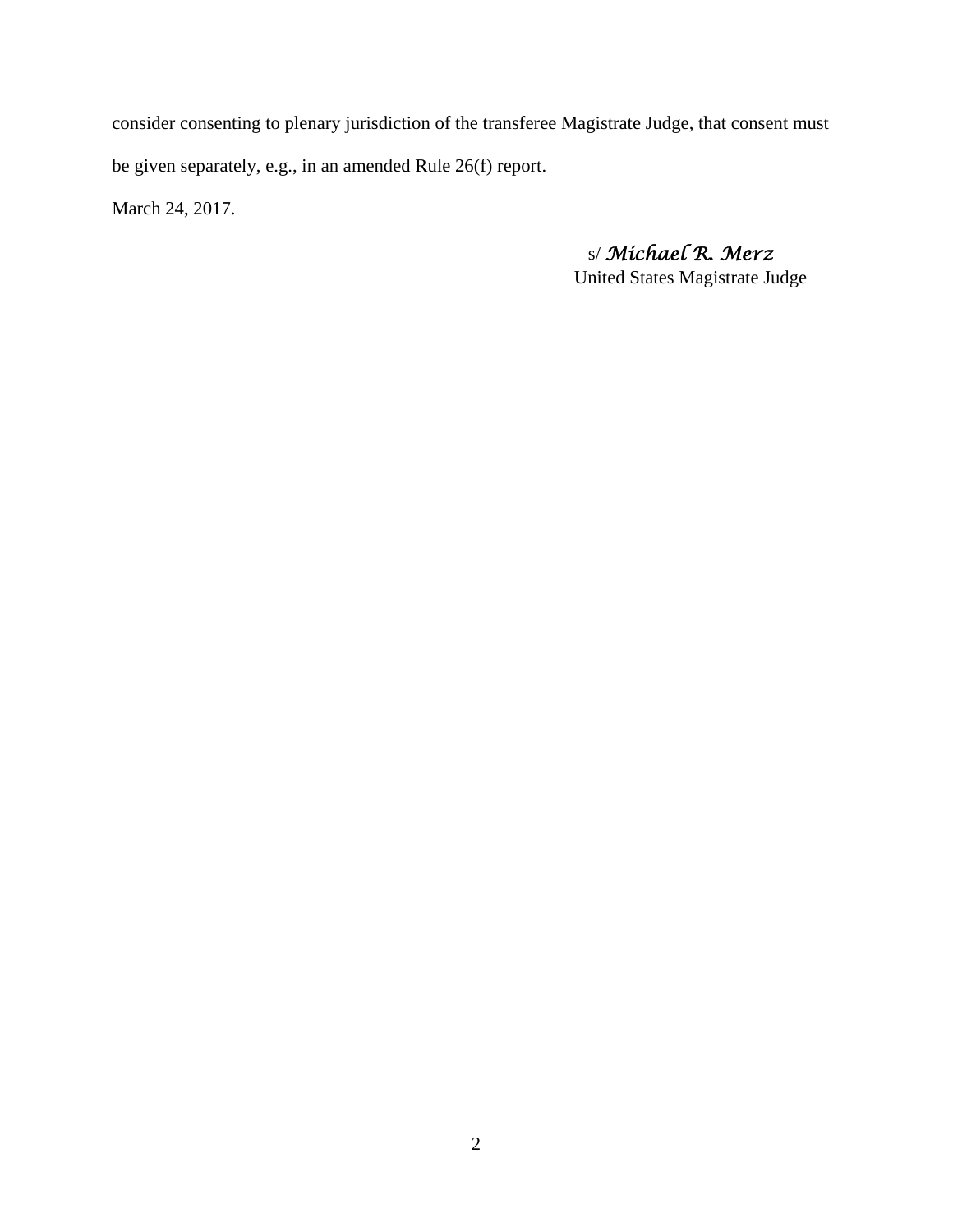consider consenting to plenary jurisdiction of the transferee Magistrate Judge, that consent must be given separately, e.g., in an amended Rule 26(f) report.

March 24, 2017.

s/ *Michael R. Merz*
United States Magistrate Judge